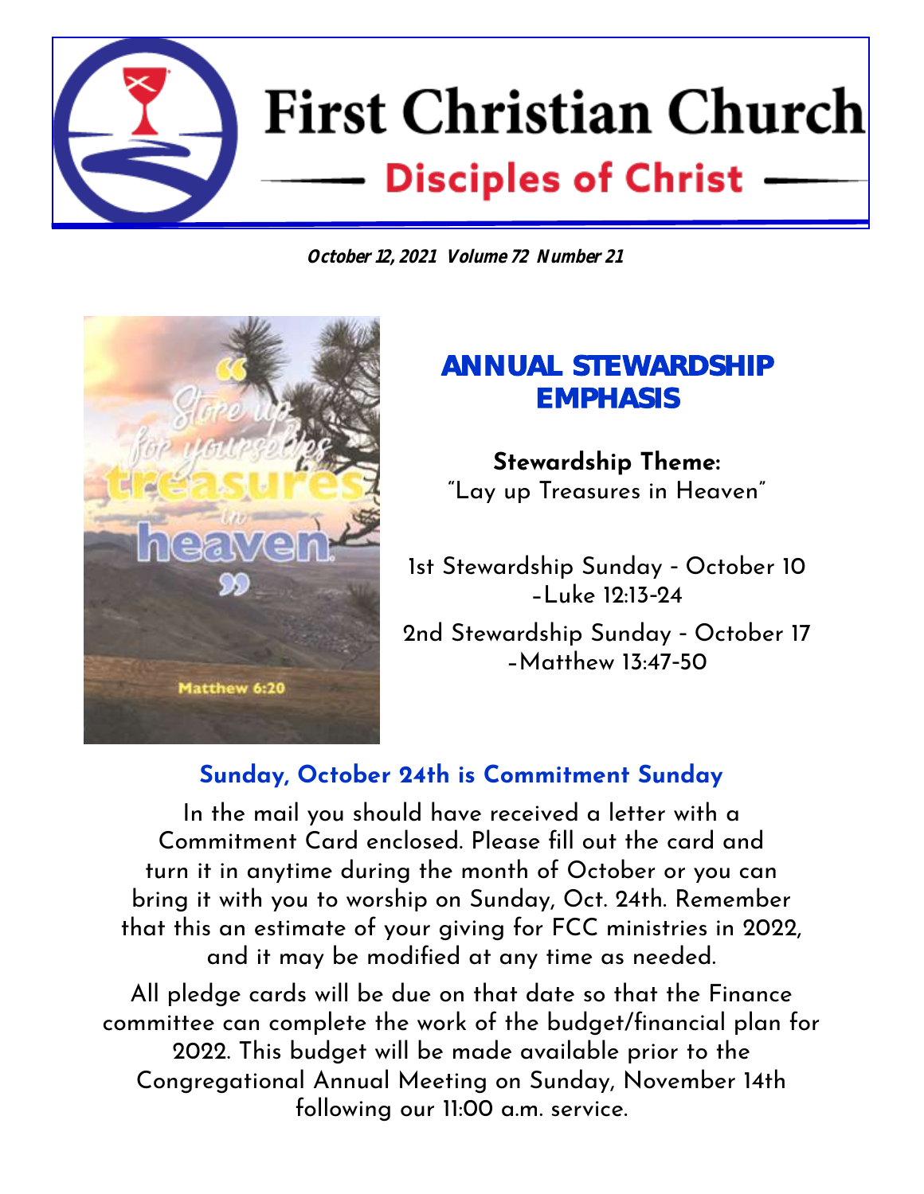# First Christian Church

## Disciples of Christ

***October 12, 2021 Volume 72 Number 21***

## ANNUAL STEWARDSHIP EMPHASIS

**Stewardship Theme:**
"Lay up Treasures in Heaven"

1st Stewardship Sunday - October 10
-Luke 12:13-24

2nd Stewardship Sunday - October 17
-Matthew 13:47-50

### Sunday, October 24th is Commitment Sunday

In the mail you should have received a letter with a Commitment Card enclosed. Please fill out the card and turn it in anytime during the month of October or you can bring it with you to worship on Sunday, Oct. 24th. Remember that this an estimate of your giving for FCC ministries in 2022, and it may be modified at any time as needed.

All pledge cards will be due on that date so that the Finance committee can complete the work of the budget/financial plan for 2022. This budget will be made available prior to the Congregational Annual Meeting on Sunday, November 14th following our 11:00 a.m. service.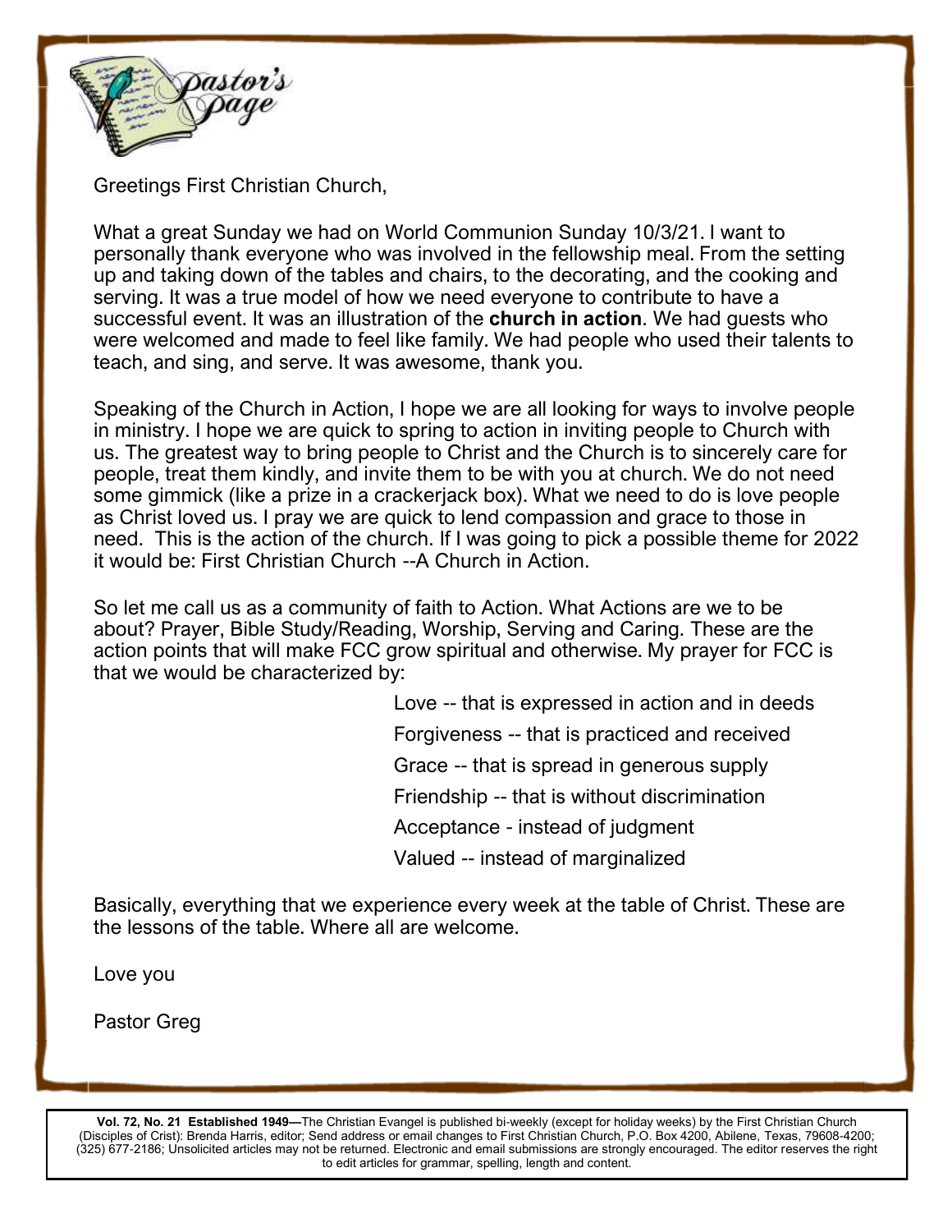# Pastor's Page

Greetings First Christian Church,

What a great Sunday we had on World Communion Sunday 10/3/21. I want to personally thank everyone who was involved in the fellowship meal. From the setting up and taking down of the tables and chairs, to the decorating, and the cooking and serving. It was a true model of how we need everyone to contribute to have a successful event. It was an illustration of the **church in action**. We had guests who were welcomed and made to feel like family. We had people who used their talents to teach, and sing, and serve. It was awesome, thank you.

Speaking of the Church in Action, I hope we are all looking for ways to involve people in ministry. I hope we are quick to spring to action in inviting people to Church with us. The greatest way to bring people to Christ and the Church is to sincerely care for people, treat them kindly, and invite them to be with you at church. We do not need some gimmick (like a prize in a crackerjack box). What we need to do is love people as Christ loved us. I pray we are quick to lend compassion and grace to those in need. This is the action of the church. If I was going to pick a possible theme for 2022 it would be: First Christian Church --A Church in Action.

So let me call us as a community of faith to Action. What Actions are we to be about? Prayer, Bible Study/Reading, Worship, Serving and Caring. These are the action points that will make FCC grow spiritual and otherwise. My prayer for FCC is that we would be characterized by:

Love -- that is expressed in action and in deeds

Forgiveness -- that is practiced and received

Grace -- that is spread in generous supply

Friendship -- that is without discrimination

Acceptance - instead of judgment

Valued -- instead of marginalized

Basically, everything that we experience every week at the table of Christ. These are the lessons of the table. Where all are welcome.

Love you

Pastor Greg

**Vol. 72, No. 21 Established 1949—**The Christian Evangel is published bi-weekly (except for holiday weeks) by the First Christian Church (Disciples of Crist): Brenda Harris, editor; Send address or email changes to First Christian Church, P.O. Box 4200, Abilene, Texas, 79608-4200; (325) 677-2186; Unsolicited articles may not be returned. Electronic and email submissions are strongly encouraged. The editor reserves the right to edit articles for grammar, spelling, length and content.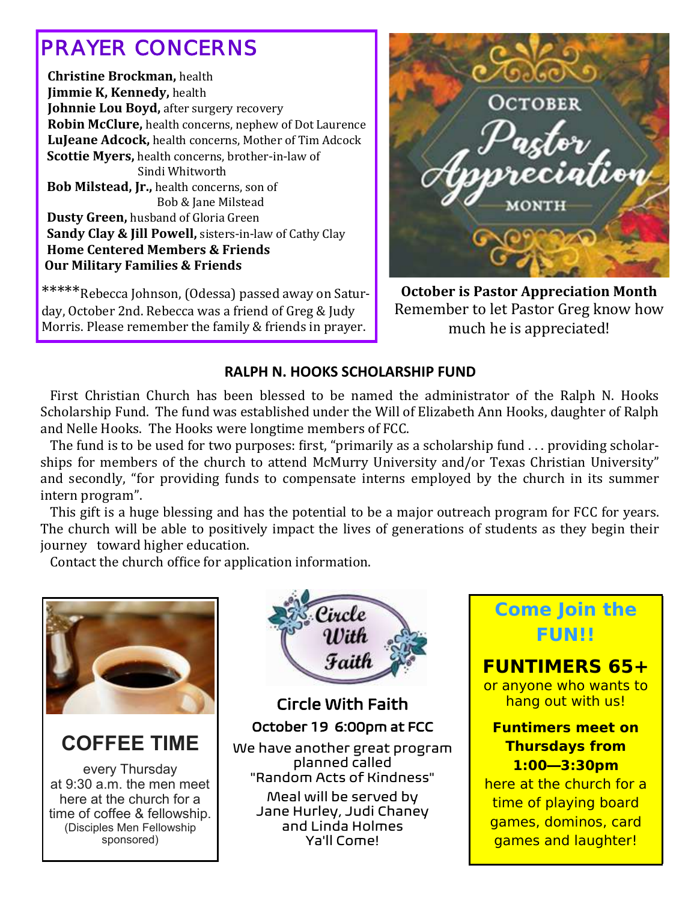## PRAYER CONCERNS

**Christine Brockman,** health
**Jimmie K, Kennedy,** health
**Johnnie Lou Boyd,** after surgery recovery
**Robin McClure,** health concerns, nephew of Dot Laurence
**LuJeane Adcock,** health concerns, Mother of Tim Adcock
**Scottie Myers,** health concerns, brother-in-law of Sindi Whitworth
**Bob Milstead, Jr.,** health concerns, son of Bob & Jane Milstead
**Dusty Green,** husband of Gloria Green
**Sandy Clay & Jill Powell,** sisters-in-law of Cathy Clay
**Home Centered Members & Friends**
**Our Military Families & Friends**

*****Rebecca Johnson, (Odessa) passed away on Saturday, October 2nd. Rebecca was a friend of Greg & Judy Morris. Please remember the family & friends in prayer.

October Pastor Appreciation Month

**October is Pastor Appreciation Month**
Remember to let Pastor Greg know how much he is appreciated!

### RALPH N. HOOKS SCHOLARSHIP FUND

First Christian Church has been blessed to be named the administrator of the Ralph N. Hooks Scholarship Fund. The fund was established under the Will of Elizabeth Ann Hooks, daughter of Ralph and Nelle Hooks. The Hooks were longtime members of FCC.

The fund is to be used for two purposes: first, "primarily as a scholarship fund . . . providing scholarships for members of the church to attend McMurry University and/or Texas Christian University" and secondly, "for providing funds to compensate interns employed by the church in its summer intern program".

This gift is a huge blessing and has the potential to be a major outreach program for FCC for years. The church will be able to positively impact the lives of generations of students as they begin their journey toward higher education.

Contact the church office for application information.

### COFFEE TIME

every Thursday at 9:30 a.m. the men meet here at the church for a time of coffee & fellowship.
(Disciples Men Fellowship sponsored)

### Circle With Faith

**October 19 6:00pm at FCC**

We have another great program planned called "Random Acts of Kindness"

Meal will be served by Jane Hurley, Judi Chaney and Linda Holmes
Ya'll Come!

### Come Join the FUN!!

**FUNTIMERS 65+**
or anyone who wants to hang out with us!

**Funtimers meet on Thursdays from 1:00—3:30pm**
here at the church for a time of playing board games, dominos, card games and laughter!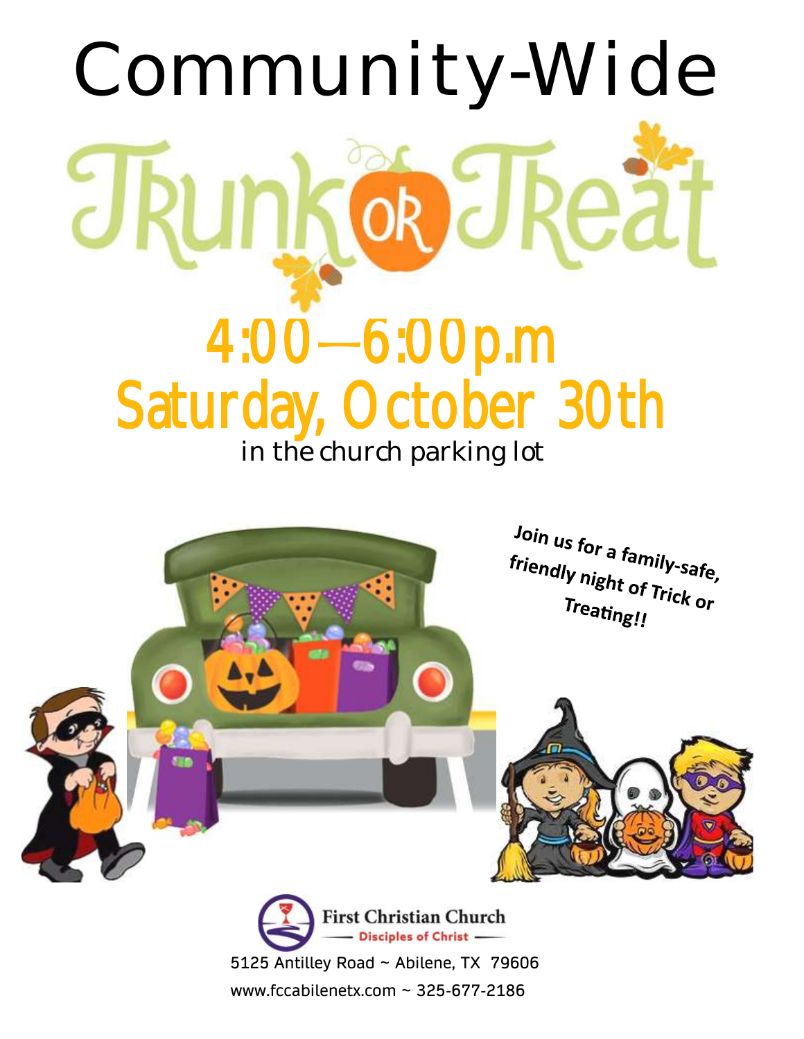# Community-Wide

# Trunk OR Treat

## 4:00—6:00p.m
## Saturday, October 30th

in the church parking lot

**Join us for a family-safe, friendly night of Trick or Treating!!**

First Christian Church
Disciples of Christ

5125 Antilley Road ~ Abilene, TX 79606

www.fccabilenetx.com ~ 325-677-2186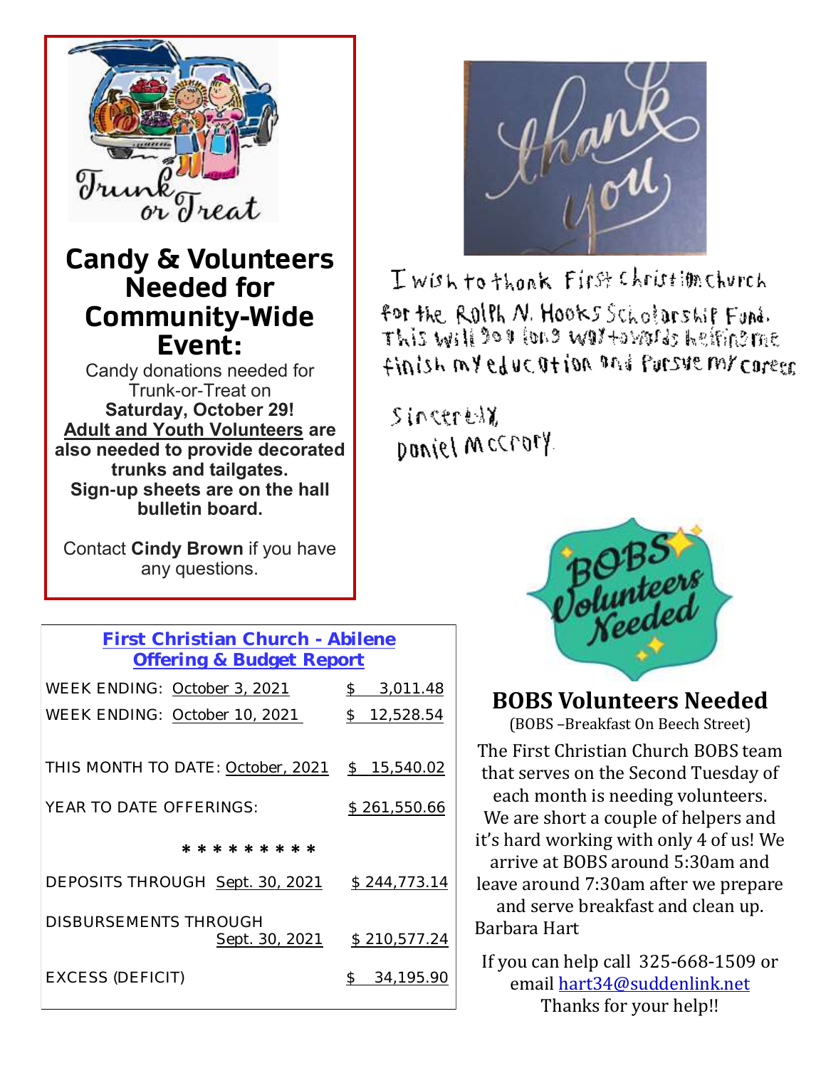## Candy & Volunteers Needed for Community-Wide Event:

Candy donations needed for Trunk-or-Treat on **Saturday, October 29!**
**Adult and Youth Volunteers are also needed to provide decorated trunks and tailgates. Sign-up sheets are on the hall bulletin board.**

Contact **Cindy Brown** if you have any questions.

## First Christian Church - Abilene Offering & Budget Report

| | |
|---|---|
| WEEK ENDING: October 3, 2021 | $ 3,011.48 |
| WEEK ENDING: October 10, 2021 | $ 12,528.54 |
| THIS MONTH TO DATE: October, 2021 | $ 15,540.02 |
| YEAR TO DATE OFFERINGS: | $ 261,550.66 |
| * * * * * * * * * | |
| DEPOSITS THROUGH Sept. 30, 2021 | $ 244,773.14 |
| DISBURSEMENTS THROUGH Sept. 30, 2021 | $ 210,577.24 |
| EXCESS (DEFICIT) | $ 34,195.90 |

I wish to thank First Christian Church for the Ralph N. Hooks Scholarship Fund. This will go long way towards helping me finish my education and pursue my career.

Sincerely,
Daniel McCrory

## BOBS Volunteers Needed

(BOBS –Breakfast On Beech Street)

The First Christian Church BOBS team that serves on the Second Tuesday of each month is needing volunteers. We are short a couple of helpers and it's hard working with only 4 of us! We arrive at BOBS around 5:30am and leave around 7:30am after we prepare and serve breakfast and clean up.
Barbara Hart

If you can help call 325-668-1509 or email hart34@suddenlink.net
Thanks for your help!!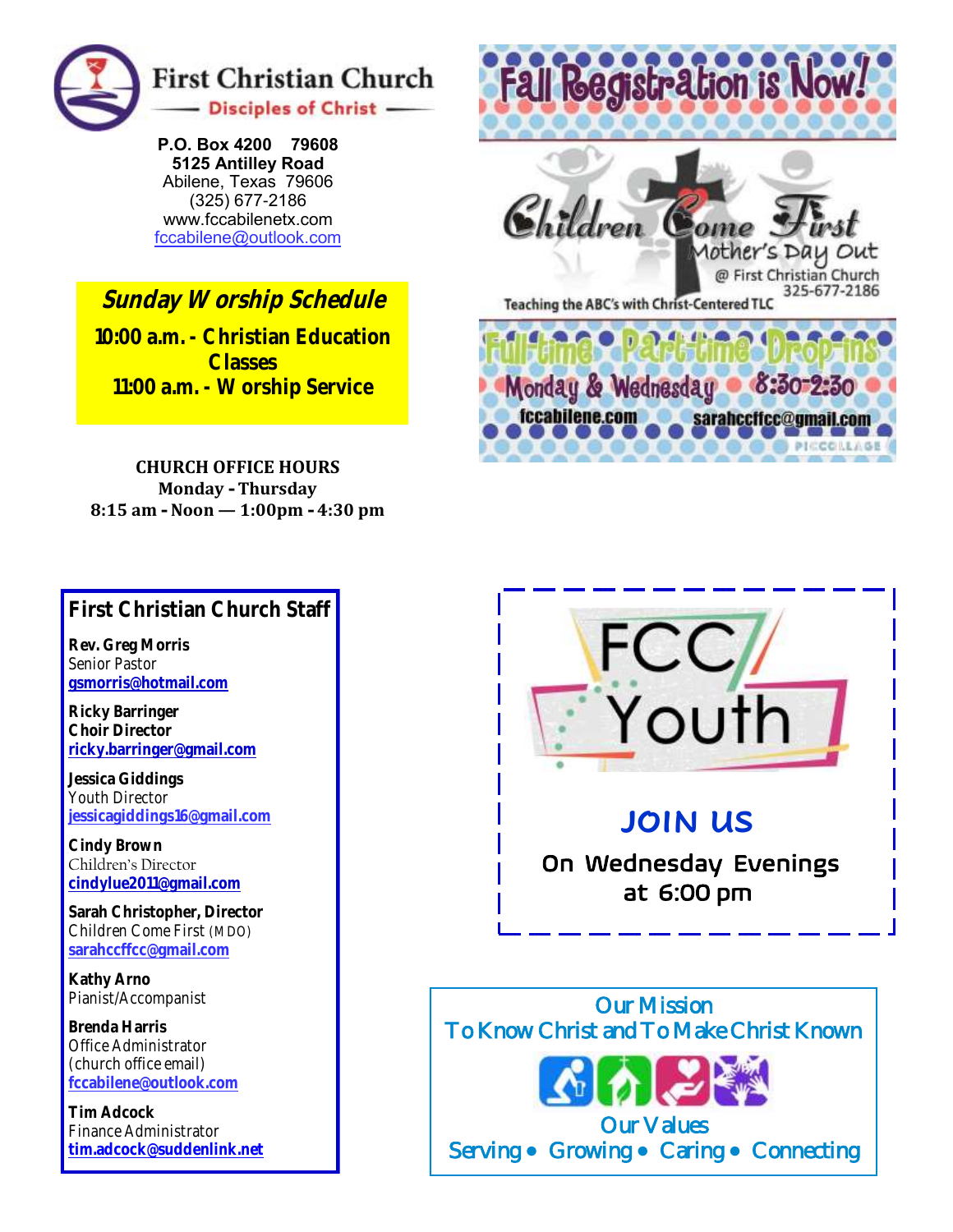# First Christian Church

Disciples of Christ

**P.O. Box 4200 79608**
**5125 Antilley Road**
Abilene, Texas 79606
(325) 677-2186
www.fccabilenetx.com
fccabilene@outlook.com

## *Sunday Worship Schedule*

**10:00 a.m. - Christian Education Classes**
**11:00 a.m. - Worship Service**

**CHURCH OFFICE HOURS**
**Monday - Thursday**
**8:15 am - Noon — 1:00pm - 4:30 pm**

## Fall Registration is Now!

**Children Come First**
Mother's Day Out
@ First Christian Church
325-677-2186

Teaching the ABC's with Christ-Centered TLC

Full-time • Part-time • Drop-ins
Monday & Wednesday • 8:30-2:30
fccabilene.com • sarahccffcc@gmail.com

## First Christian Church Staff

**Rev. Greg Morris**
Senior Pastor
gsmorris@hotmail.com

**Ricky Barringer**
**Choir Director**
ricky.barringer@gmail.com

**Jessica Giddings**
Youth Director
jessicagiddings16@gmail.com

**Cindy Brown**
Children's Director
cindylue2011@gmail.com

**Sarah Christopher, Director**
Children Come First (MDO)
sarahccffcc@gmail.com

**Kathy Arno**
Pianist/Accompanist

**Brenda Harris**
Office Administrator
(church office email)
fccabilene@outlook.com

**Tim Adcock**
Finance Administrator
tim.adcock@suddenlink.net

## FCC Youth

**JOIN US**

On Wednesday Evenings
at 6:00 pm

## Our Mission

To Know Christ and To Make Christ Known

## Our Values

Serving • Growing • Caring • Connecting